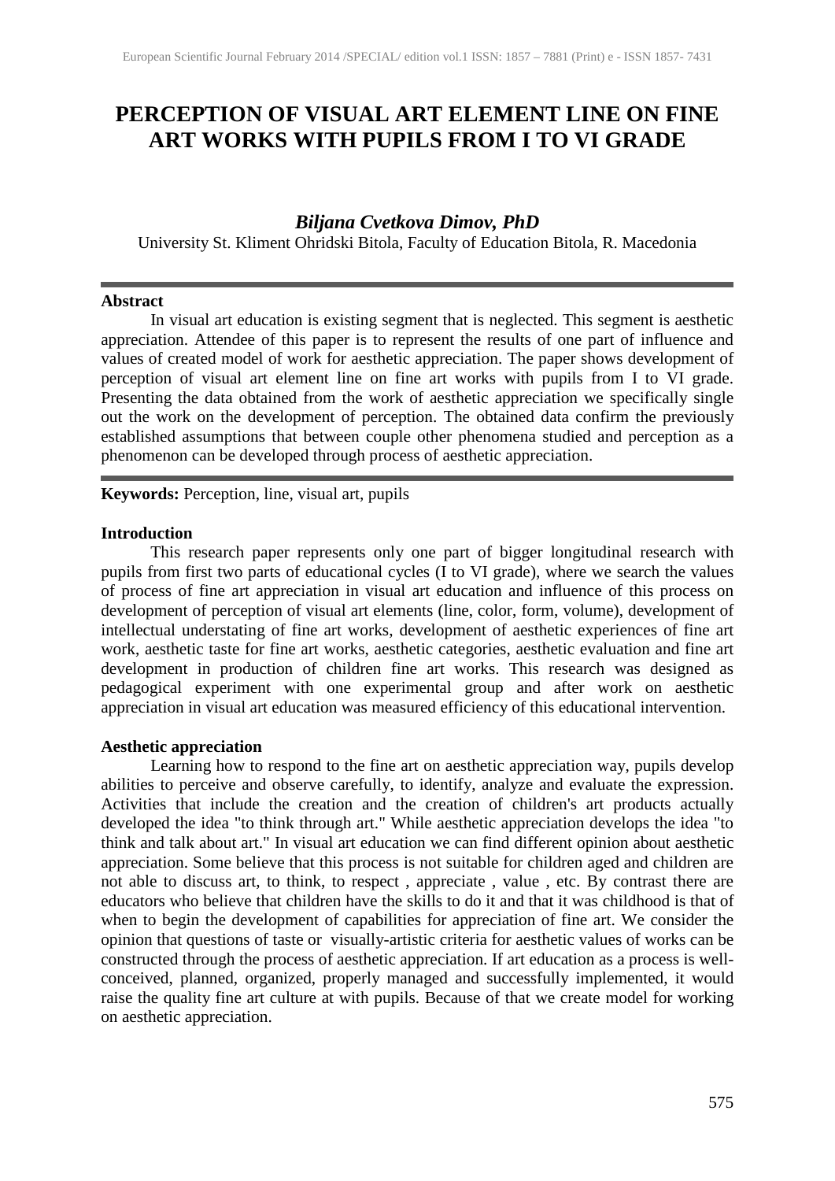# PERCEPTION OF VISUAL ART ELEMENT LINE ON FINE ART WORKS WITH PUPILS FROM I TO VI GRADE

***Biljana Cvetkova Dimov, PhD***

University St. Kliment Ohridski Bitola, Faculty of Education Bitola, R. Macedonia

---

**Abstract**

In visual art education is existing segment that is neglected. This segment is aesthetic appreciation. Attendee of this paper is to represent the results of one part of influence and values of created model of work for aesthetic appreciation. The paper shows development of perception of visual art element line on fine art works with pupils from I to VI grade. Presenting the data obtained from the work of aesthetic appreciation we specifically single out the work on the development of perception. The obtained data confirm the previously established assumptions that between couple other phenomena studied and perception as a phenomenon can be developed through process of aesthetic appreciation.

---

**Keywords:** Perception, line, visual art, pupils

## Introduction

This research paper represents only one part of bigger longitudinal research with pupils from first two parts of educational cycles (I to VI grade), where we search the values of process of fine art appreciation in visual art education and influence of this process on development of perception of visual art elements (line, color, form, volume), development of intellectual understating of fine art works, development of aesthetic experiences of fine art work, aesthetic taste for fine art works, aesthetic categories, aesthetic evaluation and fine art development in production of children fine art works. This research was designed as pedagogical experiment with one experimental group and after work on aesthetic appreciation in visual art education was measured efficiency of this educational intervention.

## Aesthetic appreciation

Learning how to respond to the fine art on aesthetic appreciation way, pupils develop abilities to perceive and observe carefully, to identify, analyze and evaluate the expression. Activities that include the creation and the creation of children's art products actually developed the idea "to think through art." While aesthetic appreciation develops the idea "to think and talk about art." In visual art education we can find different opinion about aesthetic appreciation. Some believe that this process is not suitable for children aged and children are not able to discuss art, to think, to respect , appreciate , value , etc. By contrast there are educators who believe that children have the skills to do it and that it was childhood is that of when to begin the development of capabilities for appreciation of fine art. We consider the opinion that questions of taste or visually-artistic criteria for aesthetic values of works can be constructed through the process of aesthetic appreciation. If art education as a process is well-conceived, planned, organized, properly managed and successfully implemented, it would raise the quality fine art culture at with pupils. Because of that we create model for working on aesthetic appreciation.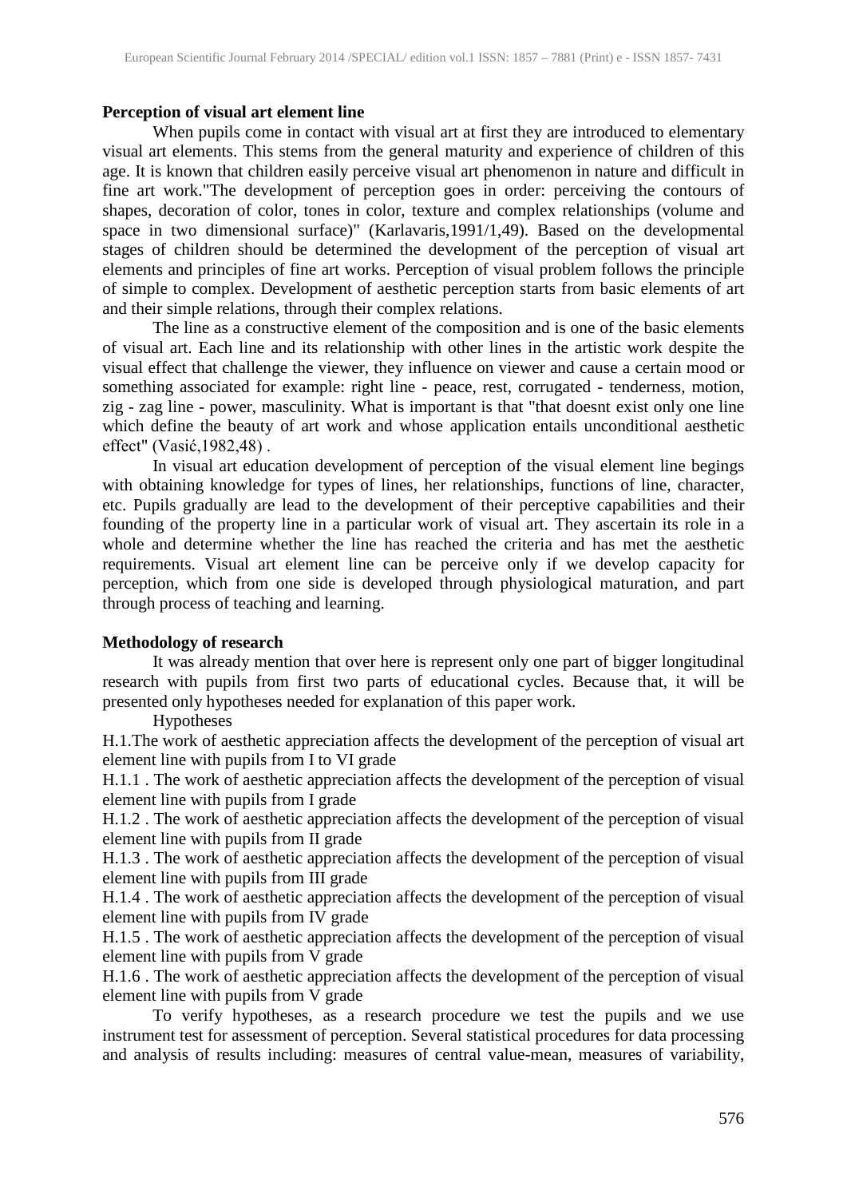**Perception of visual art element line**

When pupils come in contact with visual art at first they are introduced to elementary visual art elements. This stems from the general maturity and experience of children of this age. It is known that children easily perceive visual art phenomenon in nature and difficult in fine art work."The development of perception goes in order: perceiving the contours of shapes, decoration of color, tones in color, texture and complex relationships (volume and space in two dimensional surface)" (Karlavaris,1991/1,49). Based on the developmental stages of children should be determined the development of the perception of visual art elements and principles of fine art works. Perception of visual problem follows the principle of simple to complex. Development of aesthetic perception starts from basic elements of art and their simple relations, through their complex relations.

The line as a constructive element of the composition and is one of the basic elements of visual art. Each line and its relationship with other lines in the artistic work despite the visual effect that challenge the viewer, they influence on viewer and cause a certain mood or something associated for example: right line - peace, rest, corrugated - tenderness, motion, zig - zag line - power, masculinity. What is important is that "that doesnt exist only one line which define the beauty of art work and whose application entails unconditional aesthetic effect" (Vasić,1982,48) .

In visual art education development of perception of the visual element line begings with obtaining knowledge for types of lines, her relationships, functions of line, character, etc. Pupils gradually are lead to the development of their perceptive capabilities and their founding of the property line in a particular work of visual art. They ascertain its role in a whole and determine whether the line has reached the criteria and has met the aesthetic requirements. Visual art element line can be perceive only if we develop capacity for perception, which from one side is developed through physiological maturation, and part through process of teaching and learning.

**Methodology of research**

It was already mention that over here is represent only one part of bigger longitudinal research with pupils from first two parts of educational cycles. Because that, it will be presented only hypotheses needed for explanation of this paper work.

Hypotheses

H.1.The work of aesthetic appreciation affects the development of the perception of visual art element line with pupils from I to VI grade

H.1.1 . The work of aesthetic appreciation affects the development of the perception of visual element line with pupils from I grade

H.1.2 . The work of aesthetic appreciation affects the development of the perception of visual element line with pupils from II grade

H.1.3 . The work of aesthetic appreciation affects the development of the perception of visual element line with pupils from III grade

H.1.4 . The work of aesthetic appreciation affects the development of the perception of visual element line with pupils from IV grade

H.1.5 . The work of aesthetic appreciation affects the development of the perception of visual element line with pupils from V grade

H.1.6 . The work of aesthetic appreciation affects the development of the perception of visual element line with pupils from V grade

To verify hypotheses, as a research procedure we test the pupils and we use instrument test for assessment of perception. Several statistical procedures for data processing and analysis of results including: measures of central value-mean, measures of variability,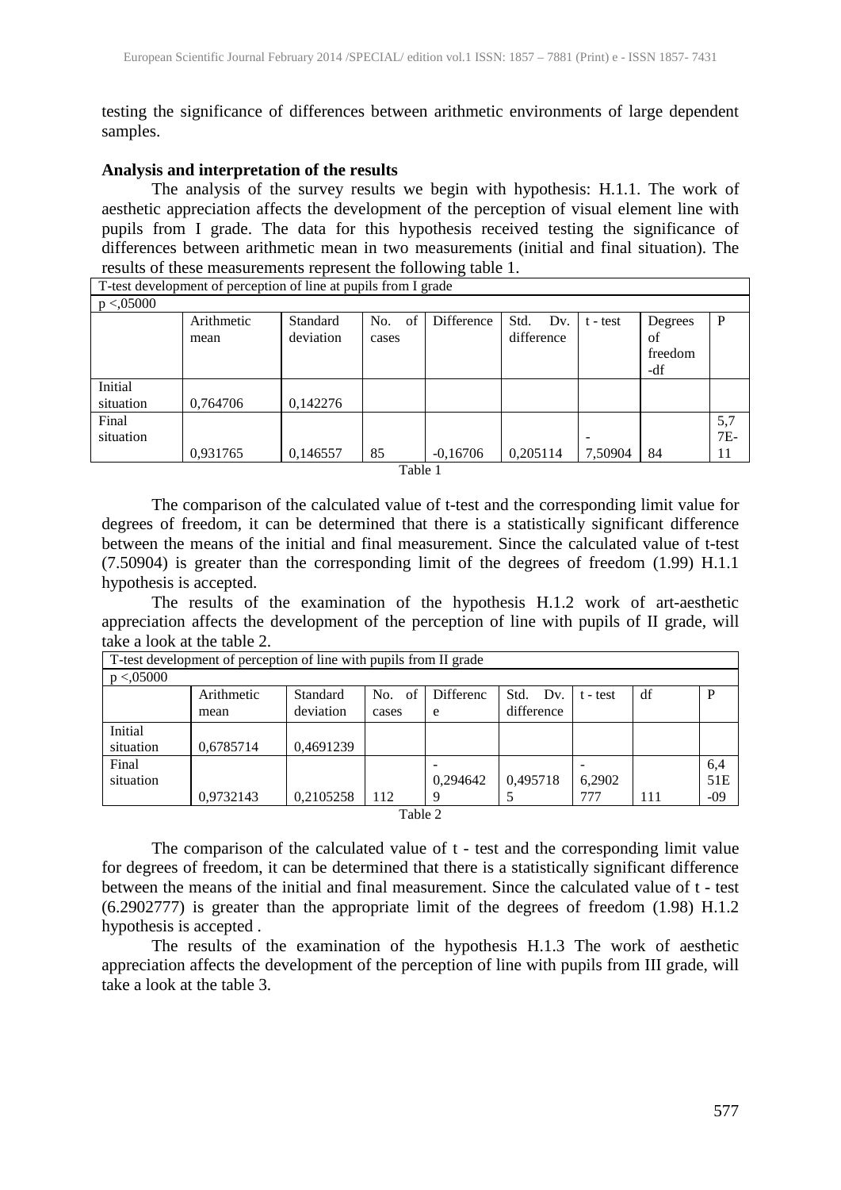testing the significance of differences between arithmetic environments of large dependent samples.

**Analysis and interpretation of the results**

The analysis of the survey results we begin with hypothesis: H.1.1. The work of aesthetic appreciation affects the development of the perception of visual element line with pupils from I grade. The data for this hypothesis received testing the significance of differences between arithmetic mean in two measurements (initial and final situation). The results of these measurements represent the following table 1.

| T-test development of perception of line at pupils from I grade | | | | | | | | |
|---|---|---|---|---|---|---|---|---|
| p <,05000 | | | | | | | | |
| | Arithmetic mean | Standard deviation | No. of cases | Difference | Std. Dv. difference | t - test | Degrees of freedom -df | P |
| Initial situation | 0,764706 | 0,142276 | | | | | | |
| Final situation | 0,931765 | 0,146557 | 85 | -0,16706 | 0,205114 | -7,50904 | 84 | 5,77E-11 |

Table 1

The comparison of the calculated value of t-test and the corresponding limit value for degrees of freedom, it can be determined that there is a statistically significant difference between the means of the initial and final measurement. Since the calculated value of t-test (7.50904) is greater than the corresponding limit of the degrees of freedom (1.99) H.1.1 hypothesis is accepted.

The results of the examination of the hypothesis H.1.2 work of art-aesthetic appreciation affects the development of the perception of line with pupils of II grade, will take a look at the table 2.

| T-test development of perception of line with pupils from II grade | | | | | | | | |
|---|---|---|---|---|---|---|---|---|
| p <,05000 | | | | | | | | |
| | Arithmetic mean | Standard deviation | No. of cases | Difference | Std. Dv. difference | t - test | df | P |
| Initial situation | 0,6785714 | 0,4691239 | | | | | | |
| Final situation | 0,9732143 | 0,2105258 | 112 | -0,2946429 | 0,4957185 | -6,2902777 | 111 | 6,451E-09 |

Table 2

The comparison of the calculated value of t - test and the corresponding limit value for degrees of freedom, it can be determined that there is a statistically significant difference between the means of the initial and final measurement. Since the calculated value of t - test (6.2902777) is greater than the appropriate limit of the degrees of freedom (1.98) H.1.2 hypothesis is accepted .

The results of the examination of the hypothesis H.1.3 The work of aesthetic appreciation affects the development of the perception of line with pupils from III grade, will take a look at the table 3.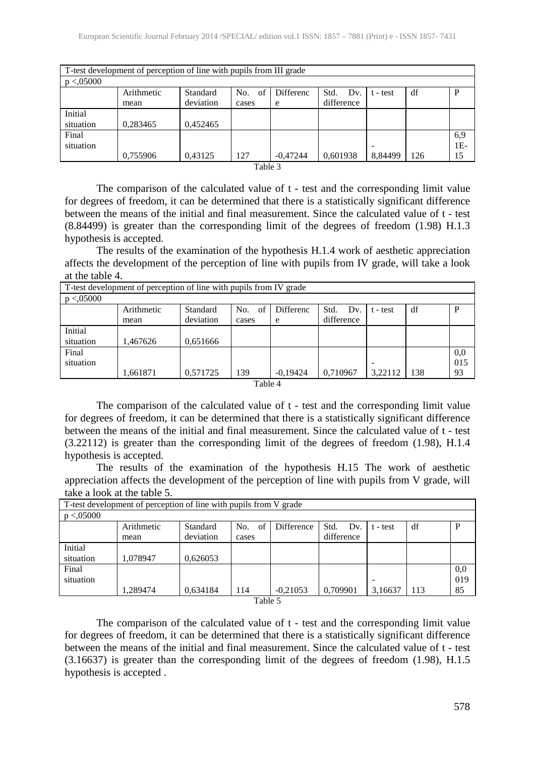| T-test development of perception of line with pupils from III grade | | | | | | | | |
|---|---|---|---|---|---|---|---|---|
| p <,05000 | | | | | | | | |
| | Arithmetic mean | Standard deviation | No. of cases | Difference | Std. Dv. difference | t - test | df | P |
| Initial situation | 0,283465 | 0,452465 | | | | | | |
| Final situation | 0,755906 | 0,43125 | 127 | -0,47244 | 0,601938 | -8,84499 | 126 | 6,9 1E-15 |

Table 3

The comparison of the calculated value of t - test and the corresponding limit value for degrees of freedom, it can be determined that there is a statistically significant difference between the means of the initial and final measurement. Since the calculated value of t - test (8.84499) is greater than the corresponding limit of the degrees of freedom (1.98) H.1.3 hypothesis is accepted.

The results of the examination of the hypothesis H.1.4 work of aesthetic appreciation affects the development of the perception of line with pupils from IV grade, will take a look at the table 4.

| T-test development of perception of line with pupils from IV grade | | | | | | | | |
|---|---|---|---|---|---|---|---|---|
| p <,05000 | | | | | | | | |
| | Arithmetic mean | Standard deviation | No. of cases | Difference | Std. Dv. difference | t - test | df | P |
| Initial situation | 1,467626 | 0,651666 | | | | | | |
| Final situation | 1,661871 | 0,571725 | 139 | -0,19424 | 0,710967 | -3,22112 | 138 | 0,001593 |

Table 4

The comparison of the calculated value of t - test and the corresponding limit value for degrees of freedom, it can be determined that there is a statistically significant difference between the means of the initial and final measurement. Since the calculated value of t - test (3.22112) is greater than the corresponding limit of the degrees of freedom (1.98), H.1.4 hypothesis is accepted.

The results of the examination of the hypothesis H.15 The work of aesthetic appreciation affects the development of the perception of line with pupils from V grade, will take a look at the table 5.

| T-test development of perception of line with pupils from V grade | | | | | | | | |
|---|---|---|---|---|---|---|---|---|
| p <,05000 | | | | | | | | |
| | Arithmetic mean | Standard deviation | No. of cases | Difference | Std. Dv. difference | t - test | df | P |
| Initial situation | 1,078947 | 0,626053 | | | | | | |
| Final situation | 1,289474 | 0,634184 | 114 | -0,21053 | 0,709901 | -3,16637 | 113 | 0,001985 |

Table 5

The comparison of the calculated value of t - test and the corresponding limit value for degrees of freedom, it can be determined that there is a statistically significant difference between the means of the initial and final measurement. Since the calculated value of t - test (3.16637) is greater than the corresponding limit of the degrees of freedom (1.98), H.1.5 hypothesis is accepted .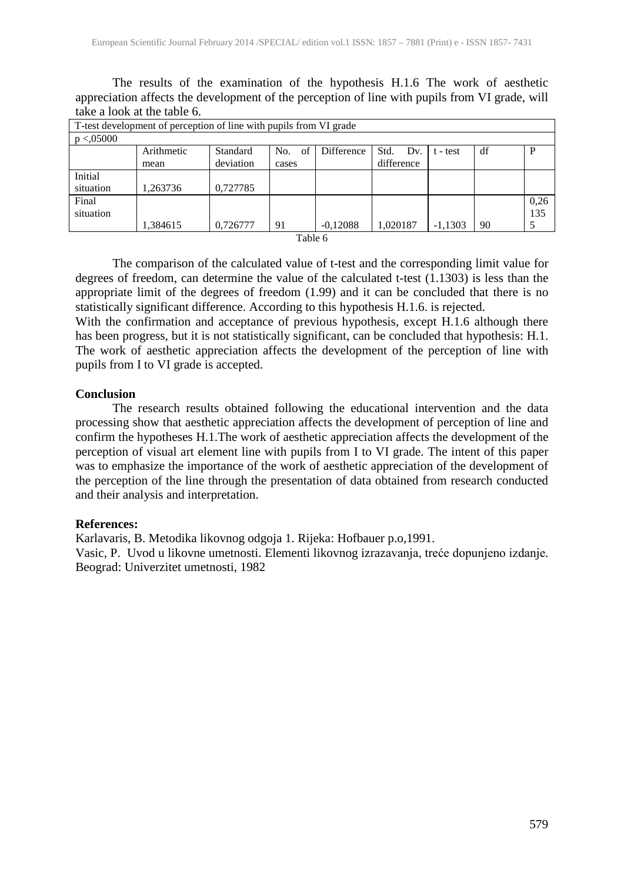The results of the examination of the hypothesis H.1.6 The work of aesthetic appreciation affects the development of the perception of line with pupils from VI grade, will take a look at the table 6.

| T-test development of perception of line with pupils from VI grade | | | | | | | | |
|---|---|---|---|---|---|---|---|---|
| p <,05000 | | | | | | | | |
| | Arithmetic mean | Standard deviation | No. of cases | Difference | Std. Dv. difference | t - test | df | P |
| Initial situation | 1,263736 | 0,727785 | | | | | | |
| Final situation | 1,384615 | 0,726777 | 91 | -0,12088 | 1,020187 | -1,1303 | 90 | 0,261355 |

Table 6

The comparison of the calculated value of t-test and the corresponding limit value for degrees of freedom, can determine the value of the calculated t-test (1.1303) is less than the appropriate limit of the degrees of freedom (1.99) and it can be concluded that there is no statistically significant difference. According to this hypothesis H.1.6. is rejected.

With the confirmation and acceptance of previous hypothesis, except H.1.6 although there has been progress, but it is not statistically significant, can be concluded that hypothesis: H.1. The work of aesthetic appreciation affects the development of the perception of line with pupils from I to VI grade is accepted.

**Conclusion**

The research results obtained following the educational intervention and the data processing show that aesthetic appreciation affects the development of perception of line and confirm the hypotheses H.1.The work of aesthetic appreciation affects the development of the perception of visual art element line with pupils from I to VI grade. The intent of this paper was to emphasize the importance of the work of aesthetic appreciation of the development of the perception of the line through the presentation of data obtained from research conducted and their analysis and interpretation.

**References:**

Karlavaris, B. Metodika likovnog odgoja 1. Rijeka: Hofbauer p.o,1991.

Vasic, P. Uvod u likovne umetnosti. Elementi likovnog izrazavanja, treće dopunjeno izdanje. Beograd: Univerzitet umetnosti, 1982